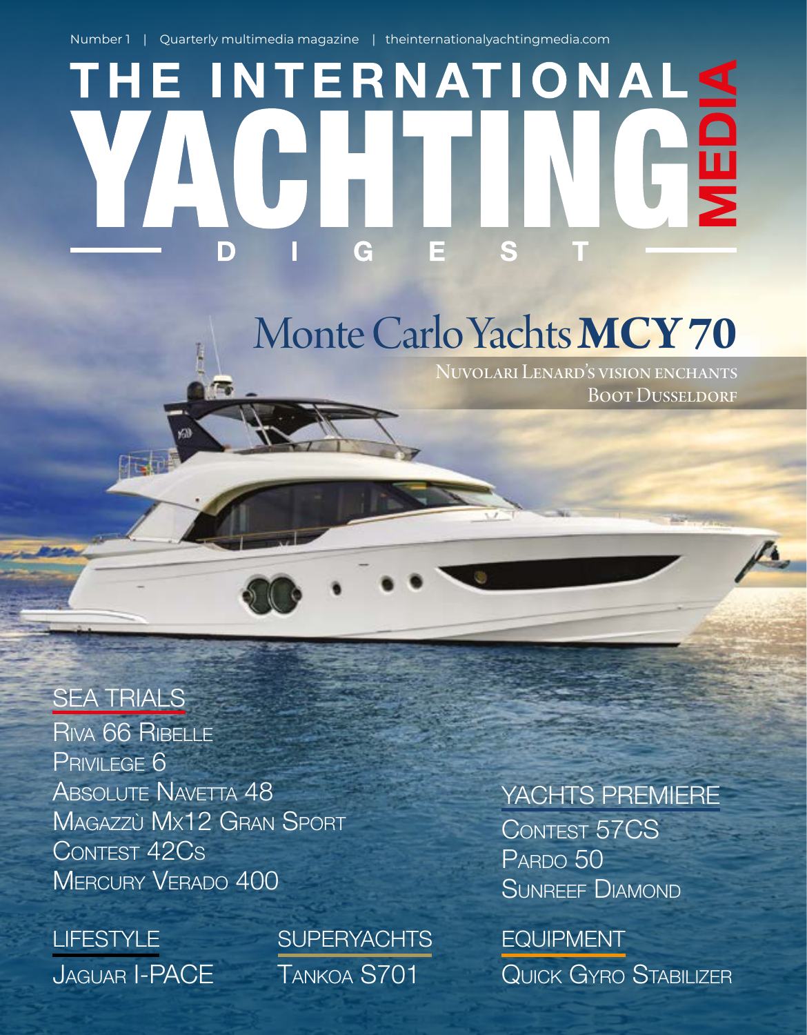Number 1 | Quarterly multimedia magazine | theinternationalyachtingmedia.com

# THE INTERNATIONAL YACHTING MEDIA DIGEST

## Monte Carlo Yachts **MCY 70**

NUVOLARI LENARD'S VISION ENCHANTS BOOT DUSSELDORF

### SEA TRIALS

RIVA 66 RIBELLE
PRIVILEGE 6
ABSOLUTE NAVETTA 48
MAGAZZÙ MX12 GRAN SPORT
CONTEST 42CS
MERCURY VERADO 400

### YACHTS PREMIERE

CONTEST 57CS
PARDO 50
SUNREEF DIAMOND

### LIFESTYLE

JAGUAR I-PACE

### SUPERYACHTS

TANKOA S701

### EQUIPMENT

QUICK GYRO STABILIZER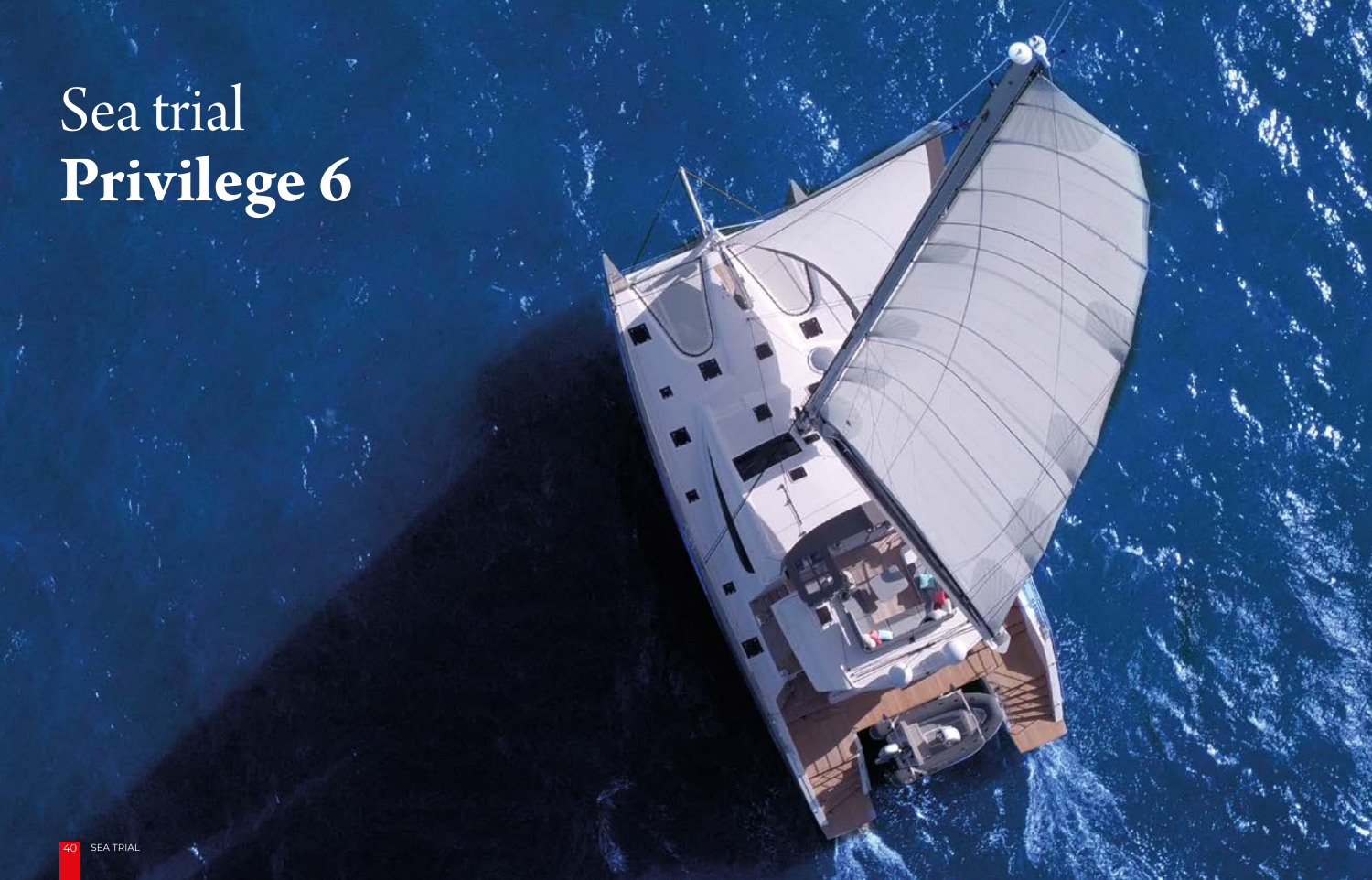# Sea trial
# **Privilege 6**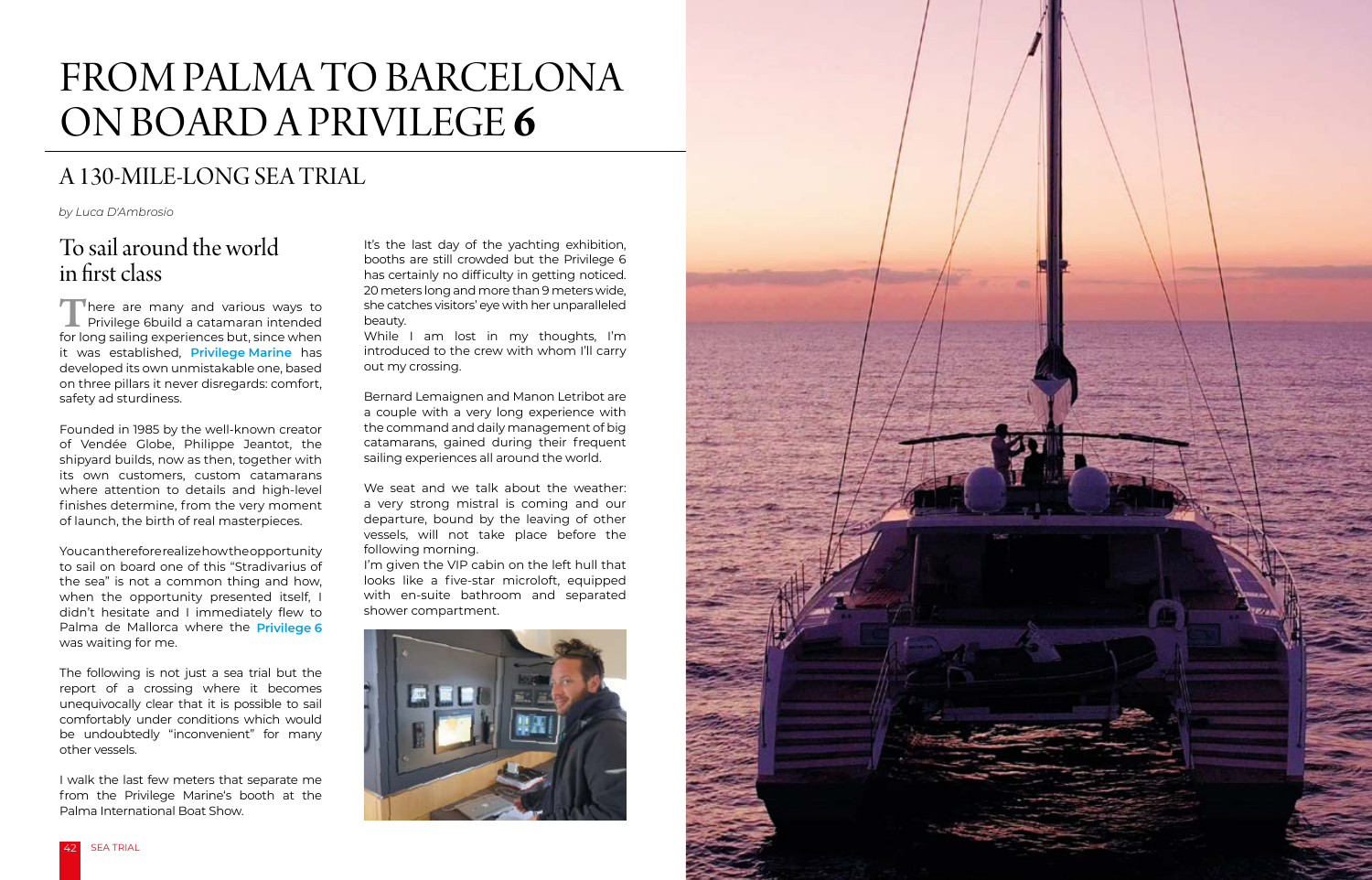# FROM PALMA TO BARCELONA ON BOARD A PRIVILEGE 6

## A 130-MILE-LONG SEA TRIAL

*by Luca D'Ambrosio*

### To sail around the world in first class

There are many and various ways to Privilege 6build a catamaran intended for long sailing experiences but, since when it was established, **Privilege Marine** has developed its own unmistakable one, based on three pillars it never disregards: comfort, safety ad sturdiness.

Founded in 1985 by the well-known creator of Vendée Globe, Philippe Jeantot, the shipyard builds, now as then, together with its own customers, custom catamarans where attention to details and high-level finishes determine, from the very moment of launch, the birth of real masterpieces.

You can therefore realize how the opportunity to sail on board one of this "Stradivarius of the sea" is not a common thing and how, when the opportunity presented itself, I didn't hesitate and I immediately flew to Palma de Mallorca where the **Privilege 6** was waiting for me.

The following is not just a sea trial but the report of a crossing where it becomes unequivocally clear that it is possible to sail comfortably under conditions which would be undoubtedly "inconvenient" for many other vessels.

I walk the last few meters that separate me from the Privilege Marine's booth at the Palma International Boat Show.

It's the last day of the yachting exhibition, booths are still crowded but the Privilege 6 has certainly no difficulty in getting noticed. 20 meters long and more than 9 meters wide, she catches visitors' eye with her unparalleled beauty.
While I am lost in my thoughts, I'm introduced to the crew with whom I'll carry out my crossing.

Bernard Lemaignen and Manon Letribot are a couple with a very long experience with the command and daily management of big catamarans, gained during their frequent sailing experiences all around the world.

We seat and we talk about the weather: a very strong mistral is coming and our departure, bound by the leaving of other vessels, will not take place before the following morning.
I'm given the VIP cabin on the left hull that looks like a five-star microloft, equipped with en-suite bathroom and separated shower compartment.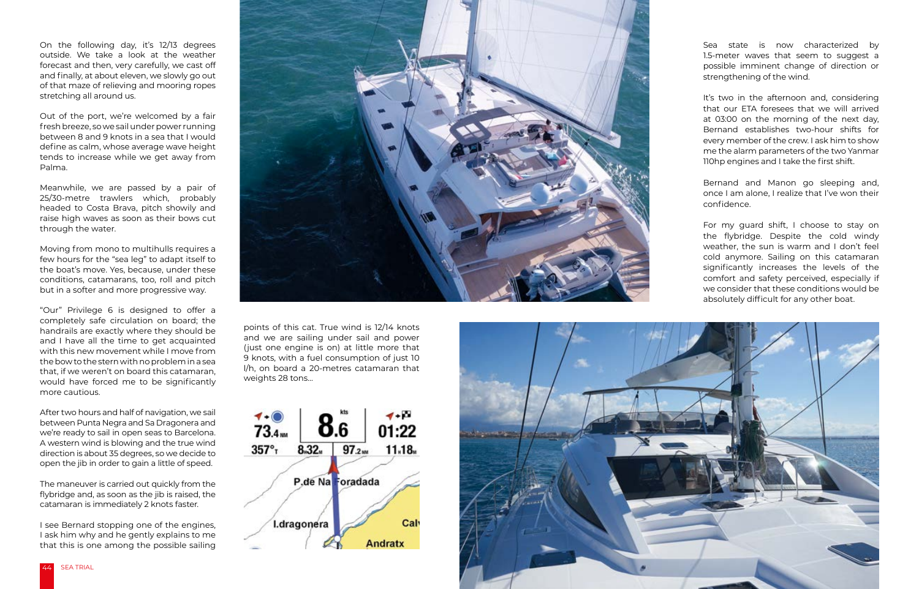On the following day, it's 12/13 degrees outside. We take a look at the weather forecast and then, very carefully, we cast off and finally, at about eleven, we slowly go out of that maze of relieving and mooring ropes stretching all around us.

Out of the port, we're welcomed by a fair fresh breeze, so we sail under power running between 8 and 9 knots in a sea that I would define as calm, whose average wave height tends to increase while we get away from Palma.

Meanwhile, we are passed by a pair of 25/30-metre trawlers which, probably headed to Costa Brava, pitch showily and raise high waves as soon as their bows cut through the water.

Moving from mono to multihulls requires a few hours for the "sea leg" to adapt itself to the boat's move. Yes, because, under these conditions, catamarans, too, roll and pitch but in a softer and more progressive way.

"Our" Privilege 6 is designed to offer a completely safe circulation on board; the handrails are exactly where they should be and I have all the time to get acquainted with this new movement while I move from the bow to the stern with no problem in a sea that, if we weren't on board this catamaran, would have forced me to be significantly more cautious.

After two hours and half of navigation, we sail between Punta Negra and Sa Dragonera and we're ready to sail in open seas to Barcelona. A western wind is blowing and the true wind direction is about 35 degrees, so we decide to open the jib in order to gain a little of speed.

The maneuver is carried out quickly from the flybridge and, as soon as the jib is raised, the catamaran is immediately 2 knots faster.

I see Bernard stopping one of the engines, I ask him why and he gently explains to me that this is one among the possible sailing points of this cat. True wind is 12/14 knots and we are sailing under sail and power (just one engine is on) at little more that 9 knots, with a fuel consumption of just 10 l/h, on board a 20-metres catamaran that weights 28 tons...

Sea state is now characterized by 1.5-meter waves that seem to suggest a possible imminent change of direction or strengthening of the wind.

It's two in the afternoon and, considering that our ETA foresees that we will arrived at 03:00 on the morning of the next day, Bernand establishes two-hour shifts for every member of the crew. I ask him to show me the alarm parameters of the two Yanmar 110hp engines and I take the first shift.

Bernand and Manon go sleeping and, once I am alone, I realize that I've won their confidence.

For my guard shift, I choose to stay on the flybridge. Despite the cold windy weather, the sun is warm and I don't feel cold anymore. Sailing on this catamaran significantly increases the levels of the comfort and safety perceived, especially if we consider that these conditions would be absolutely difficult for any other boat.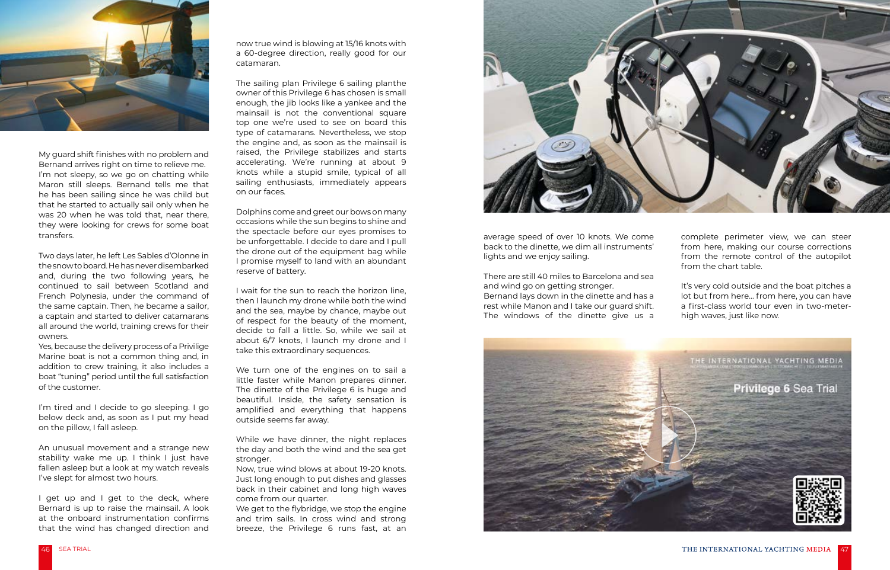My guard shift finishes with no problem and Bernand arrives right on time to relieve me. I'm not sleepy, so we go on chatting while Maron still sleeps. Bernand tells me that he has been sailing since he was child but that he started to actually sail only when he was 20 when he was told that, near there, they were looking for crews for some boat transfers.

Two days later, he left Les Sables d'Olonne in the snow to board. He has never disembarked and, during the two following years, he continued to sail between Scotland and French Polynesia, under the command of the same captain. Then, he became a sailor, a captain and started to deliver catamarans all around the world, training crews for their owners.

Yes, because the delivery process of a Privilige Marine boat is not a common thing and, in addition to crew training, it also includes a boat "tuning" period until the full satisfaction of the customer.

I'm tired and I decide to go sleeping. I go below deck and, as soon as I put my head on the pillow, I fall asleep.

An unusual movement and a strange new stability wake me up. I think I just have fallen asleep but a look at my watch reveals I've slept for almost two hours.

I get up and I get to the deck, where Bernand is up to raise the mainsail. A look at the onboard instrumentation confirms that the wind has changed direction and now true wind is blowing at 15/16 knots with a 60-degree direction, really good for our catamaran.

The sailing plan Privilege 6 sailing planthe owner of this Privilege 6 has chosen is small enough, the jib looks like a yankee and the mainsail is not the conventional square top one we're used to see on board this type of catamarans. Nevertheless, we stop the engine and, as soon as the mainsail is raised, the Privilege stabilizes and starts accelerating. We're running at about 9 knots while a stupid smile, typical of all sailing enthusiasts, immediately appears on our faces.

Dolphins come and greet our bows on many occasions while the sun begins to shine and the spectacle before our eyes promises to be unforgettable. I decide to dare and I pull the drone out of the equipment bag while I promise myself to land with an abundant reserve of battery.

I wait for the sun to reach the horizon line, then I launch my drone while both the wind and the sea, maybe by chance, maybe out of respect for the beauty of the moment, decide to fall a little. So, while we sail at about 6/7 knots, I launch my drone and I take this extraordinary sequences.

We turn one of the engines on to sail a little faster while Manon prepares dinner. The dinette of the Privilege 6 is huge and beautiful. Inside, the safety sensation is amplified and everything that happens outside seems far away.

While we have dinner, the night replaces the day and both the wind and the sea get stronger.
Now, true wind blows at about 19-20 knots. Just long enough to put dishes and glasses back in their cabinet and long high waves come from our quarter.
We get to the flybridge, we stop the engine and trim sails. In cross wind and strong breeze, the Privilege 6 runs fast, at an average speed of over 10 knots. We come back to the dinette, we dim all instruments' lights and we enjoy sailing.

There are still 40 miles to Barcelona and sea and wind go on getting stronger.
Bernand lays down in the dinette and has a rest while Manon and I take our guard shift. The windows of the dinette give us a complete perimeter view, we can steer from here, making our course corrections from the remote control of the autopilot from the chart table.

It's very cold outside and the boat pitches a lot but from here... from here, you can have a first-class world tour even in two-meter-high waves, just like now.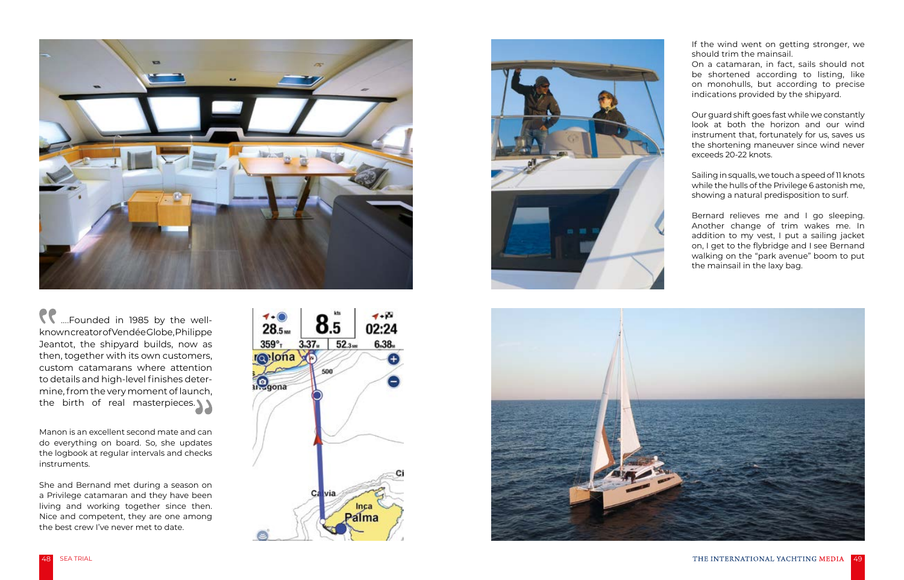> ....Founded in 1985 by the well-known creator of Vendée Globe, Philippe Jeantot, the shipyard builds, now as then, together with its own customers, custom catamarans where attention to details and high-level finishes determine, from the very moment of launch, the birth of real masterpieces.

Manon is an excellent second mate and can do everything on board. So, she updates the logbook at regular intervals and checks instruments.

She and Bernand met during a season on a Privilege catamaran and they have been living and working together since then. Nice and competent, they are one among the best crew I've never met to date.

If the wind went on getting stronger, we should trim the mainsail.
On a catamaran, in fact, sails should not be shortened according to listing, like on monohulls, but according to precise indications provided by the shipyard.

Our guard shift goes fast while we constantly look at both the horizon and our wind instrument that, fortunately for us, saves us the shortening maneuver since wind never exceeds 20-22 knots.

Sailing in squalls, we touch a speed of 11 knots while the hulls of the Privilege 6 astonish me, showing a natural predisposition to surf.

Bernard relieves me and I go sleeping. Another change of trim wakes me. In addition to my vest, I put a sailing jacket on, I get to the flybridge and I see Bernand walking on the "park avenue" boom to put the mainsail in the laxy bag.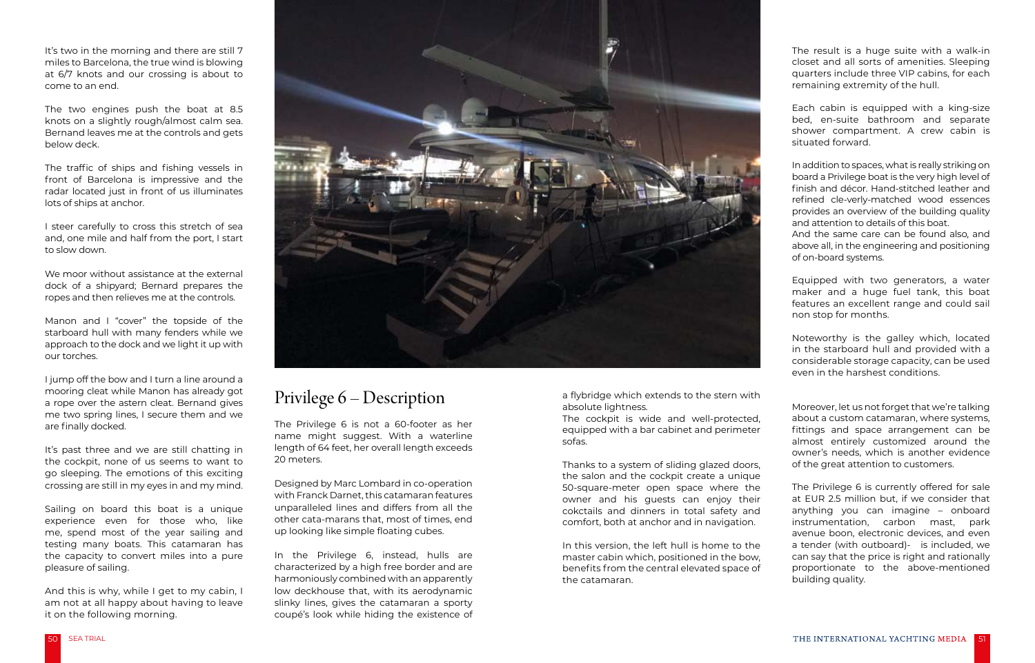It's two in the morning and there are still 7 miles to Barcelona, the true wind is blowing at 6/7 knots and our crossing is about to come to an end.

The two engines push the boat at 8.5 knots on a slightly rough/almost calm sea. Bernand leaves me at the controls and gets below deck.

The traffic of ships and fishing vessels in front of Barcelona is impressive and the radar located just in front of us illuminates lots of ships at anchor.

I steer carefully to cross this stretch of sea and, one mile and half from the port, I start to slow down.

We moor without assistance at the external dock of a shipyard; Bernard prepares the ropes and then relieves me at the controls.

Manon and I "cover" the topside of the starboard hull with many fenders while we approach to the dock and we light it up with our torches.

I jump off the bow and I turn a line around a mooring cleat while Manon has already got a rope over the astern cleat. Bernand gives me two spring lines, I secure them and we are finally docked.

It's past three and we are still chatting in the cockpit, none of us seems to want to go sleeping. The emotions of this exciting crossing are still in my eyes in and my mind.

Sailing on board this boat is a unique experience even for those who, like me, spend most of the year sailing and testing many boats. This catamaran has the capacity to convert miles into a pure pleasure of sailing.

And this is why, while I get to my cabin, I am not at all happy about having to leave it on the following morning.

## Privilege 6 – Description

The Privilege 6 is not a 60-footer as her name might suggest. With a waterline length of 64 feet, her overall length exceeds 20 meters.

Designed by Marc Lombard in co-operation with Franck Darnet, this catamaran features unparalleled lines and differs from all the other cata-marans that, most of times, end up looking like simple floating cubes.

In the Privilege 6, instead, hulls are characterized by a high free border and are harmoniously combined with an apparently low deckhouse that, with its aerodynamic slinky lines, gives the catamaran a sporty coupé's look while hiding the existence of a flybridge which extends to the stern with absolute lightness.

The cockpit is wide and well-protected, equipped with a bar cabinet and perimeter sofas.

Thanks to a system of sliding glazed doors, the salon and the cockpit create a unique 50-square-meter open space where the owner and his guests can enjoy their cokctails and dinners in total safety and comfort, both at anchor and in navigation.

In this version, the left hull is home to the master cabin which, positioned in the bow, benefits from the central elevated space of the catamaran.

The result is a huge suite with a walk-in closet and all sorts of amenities. Sleeping quarters include three VIP cabins, for each remaining extremity of the hull.

Each cabin is equipped with a king-size bed, en-suite bathroom and separate shower compartment. A crew cabin is situated forward.

In addition to spaces, what is really striking on board a Privilege boat is the very high level of finish and décor. Hand-stitched leather and refined cle-verly-matched wood essences provides an overview of the building quality and attention to details of this boat.
And the same care can be found also, and above all, in the engineering and positioning of on-board systems.

Equipped with two generators, a water maker and a huge fuel tank, this boat features an excellent range and could sail non stop for months.

Noteworthy is the galley which, located in the starboard hull and provided with a considerable storage capacity, can be used even in the harshest conditions.

Moreover, let us not forget that we're talking about a custom catamaran, where systems, fittings and space arrangement can be almost entirely customized around the owner's needs, which is another evidence of the great attention to customers.

The Privilege 6 is currently offered for sale at EUR 2.5 million but, if we consider that anything you can imagine – onboard instrumentation, carbon mast, park avenue boon, electronic devices, and even a tender (with outboard)- is included, we can say that the price is right and rationally proportionate to the above-mentioned building quality.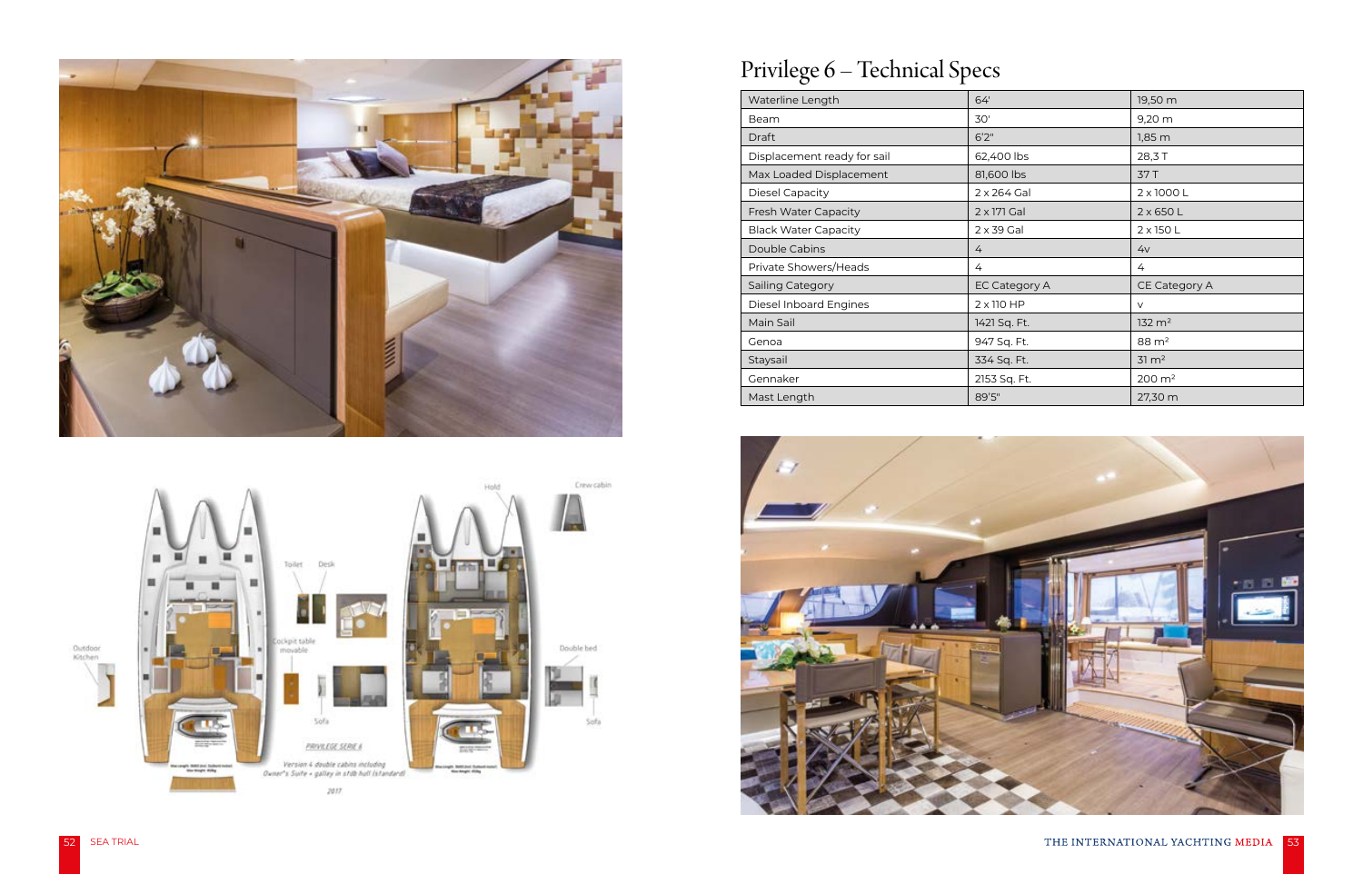# Privilege 6 – Technical Specs

| | | |
|---|---|---|
| Waterline Length | 64' | 19,50 m |
| Beam | 30' | 9,20 m |
| Draft | 6'2" | 1,85 m |
| Displacement ready for sail | 62,400 lbs | 28,3 T |
| Max Loaded Displacement | 81,600 lbs | 37 T |
| Diesel Capacity | 2 x 264 Gal | 2 x 1000 L |
| Fresh Water Capacity | 2 x 171 Gal | 2 x 650 L |
| Black Water Capacity | 2 x 39 Gal | 2 x 150 L |
| Double Cabins | 4 | 4v |
| Private Showers/Heads | 4 | 4 |
| Sailing Category | EC Category A | CE Category A |
| Diesel Inboard Engines | 2 x 110 HP | v |
| Main Sail | 1421 Sq. Ft. | 132 m² |
| Genoa | 947 Sq. Ft. | 88 m² |
| Staysail | 334 Sq. Ft. | 31 m² |
| Gennaker | 2153 Sq. Ft. | 200 m² |
| Mast Length | 89'5" | 27,30 m |